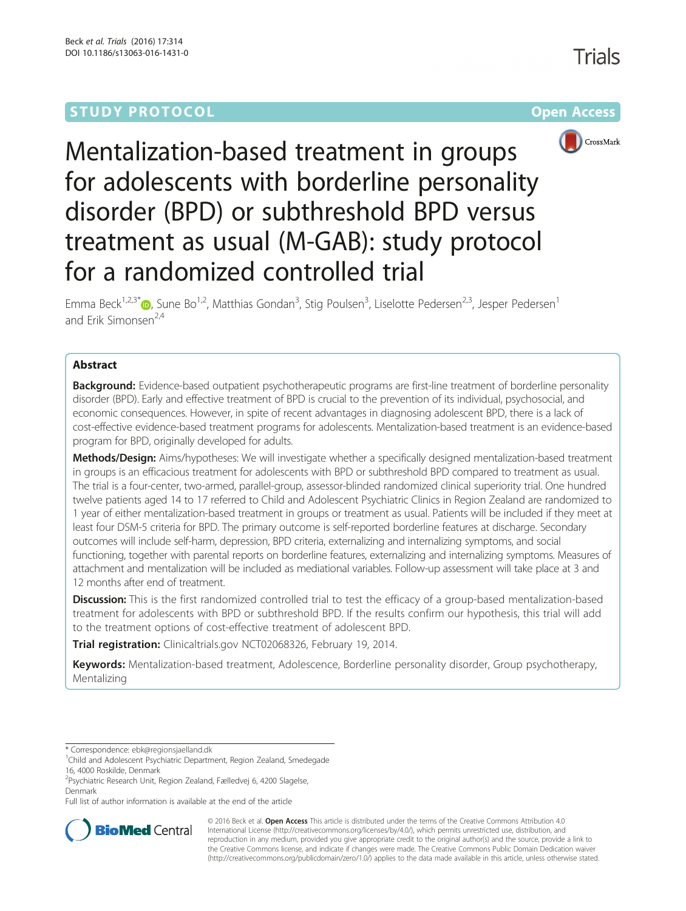STUDY PROTOCOL

Open Access

# Mentalization-based treatment in groups for adolescents with borderline personality disorder (BPD) or subthreshold BPD versus treatment as usual (M-GAB): study protocol for a randomized controlled trial

Emma Beck[1,2,3*], Sune Bo[1,2], Matthias Gondan[3], Stig Poulsen[3], Liselotte Pedersen[2,3], Jesper Pedersen[1] and Erik Simonsen[2,4]

## Abstract

**Background:** Evidence-based outpatient psychotherapeutic programs are first-line treatment of borderline personality disorder (BPD). Early and effective treatment of BPD is crucial to the prevention of its individual, psychosocial, and economic consequences. However, in spite of recent advantages in diagnosing adolescent BPD, there is a lack of cost-effective evidence-based treatment programs for adolescents. Mentalization-based treatment is an evidence-based program for BPD, originally developed for adults.

**Methods/Design:** Aims/hypotheses: We will investigate whether a specifically designed mentalization-based treatment in groups is an efficacious treatment for adolescents with BPD or subthreshold BPD compared to treatment as usual. The trial is a four-center, two-armed, parallel-group, assessor-blinded randomized clinical superiority trial. One hundred twelve patients aged 14 to 17 referred to Child and Adolescent Psychiatric Clinics in Region Zealand are randomized to 1 year of either mentalization-based treatment in groups or treatment as usual. Patients will be included if they meet at least four DSM-5 criteria for BPD. The primary outcome is self-reported borderline features at discharge. Secondary outcomes will include self-harm, depression, BPD criteria, externalizing and internalizing symptoms, and social functioning, together with parental reports on borderline features, externalizing and internalizing symptoms. Measures of attachment and mentalization will be included as mediational variables. Follow-up assessment will take place at 3 and 12 months after end of treatment.

**Discussion:** This is the first randomized controlled trial to test the efficacy of a group-based mentalization-based treatment for adolescents with BPD or subthreshold BPD. If the results confirm our hypothesis, this trial will add to the treatment options of cost-effective treatment of adolescent BPD.

**Trial registration:** Clinicaltrials.gov NCT02068326, February 19, 2014.

**Keywords:** Mentalization-based treatment, Adolescence, Borderline personality disorder, Group psychotherapy, Mentalizing

---

* Correspondence: ebk@regionsjaelland.dk
[1]Child and Adolescent Psychiatric Department, Region Zealand, Smedegade 16, 4000 Roskilde, Denmark
[2]Psychiatric Research Unit, Region Zealand, Fælledvej 6, 4200 Slagelse, Denmark
Full list of author information is available at the end of the article

© 2016 Beck et al. **Open Access** This article is distributed under the terms of the Creative Commons Attribution 4.0 International License (http://creativecommons.org/licenses/by/4.0/), which permits unrestricted use, distribution, and reproduction in any medium, provided you give appropriate credit to the original author(s) and the source, provide a link to the Creative Commons license, and indicate if changes were made. The Creative Commons Public Domain Dedication waiver (http://creativecommons.org/publicdomain/zero/1.0/) applies to the data made available in this article, unless otherwise stated.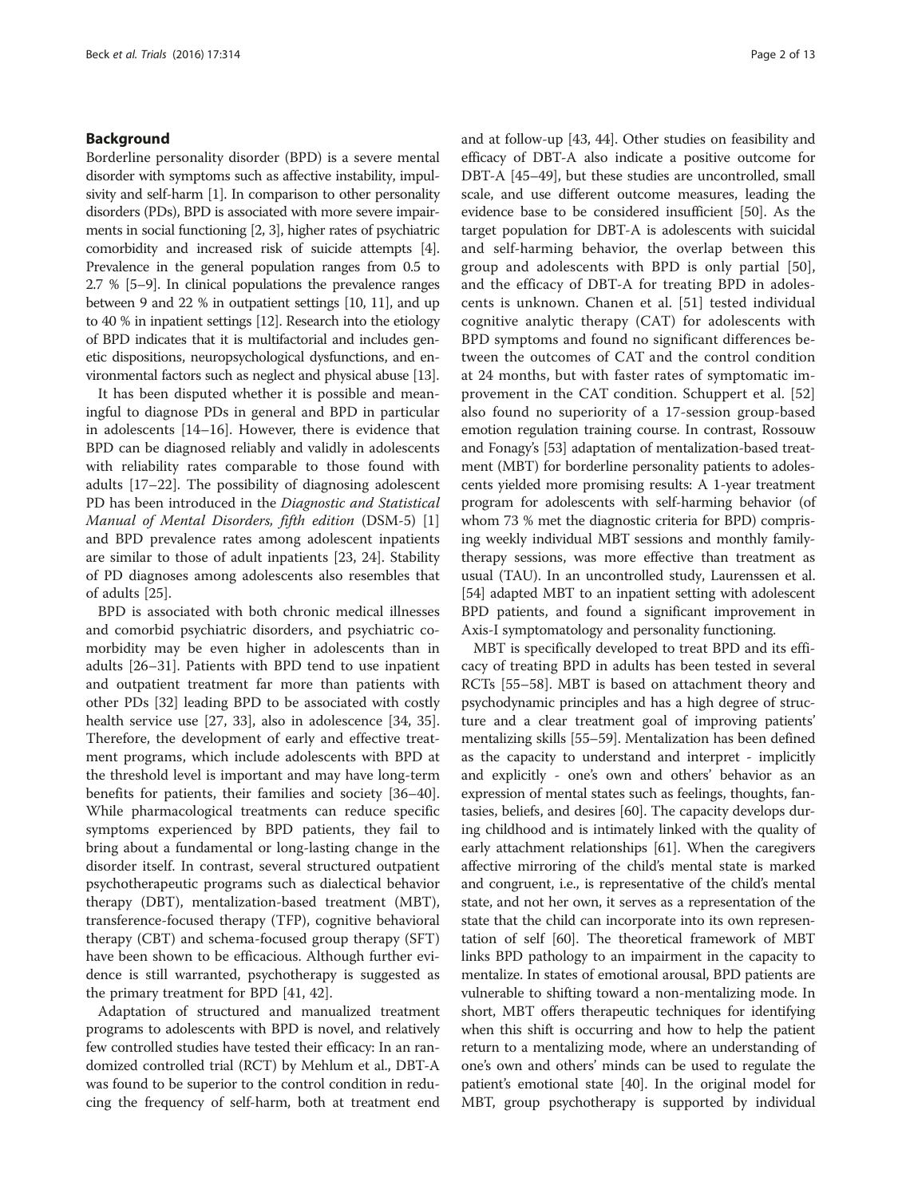## Background

Borderline personality disorder (BPD) is a severe mental disorder with symptoms such as affective instability, impulsivity and self-harm [1]. In comparison to other personality disorders (PDs), BPD is associated with more severe impairments in social functioning [2, 3], higher rates of psychiatric comorbidity and increased risk of suicide attempts [4]. Prevalence in the general population ranges from 0.5 to 2.7 % [5–9]. In clinical populations the prevalence ranges between 9 and 22 % in outpatient settings [10, 11], and up to 40 % in inpatient settings [12]. Research into the etiology of BPD indicates that it is multifactorial and includes genetic dispositions, neuropsychological dysfunctions, and environmental factors such as neglect and physical abuse [13].

It has been disputed whether it is possible and meaningful to diagnose PDs in general and BPD in particular in adolescents [14–16]. However, there is evidence that BPD can be diagnosed reliably and validly in adolescents with reliability rates comparable to those found with adults [17–22]. The possibility of diagnosing adolescent PD has been introduced in the *Diagnostic and Statistical Manual of Mental Disorders, fifth edition* (DSM-5) [1] and BPD prevalence rates among adolescent inpatients are similar to those of adult inpatients [23, 24]. Stability of PD diagnoses among adolescents also resembles that of adults [25].

BPD is associated with both chronic medical illnesses and comorbid psychiatric disorders, and psychiatric comorbidity may be even higher in adolescents than in adults [26–31]. Patients with BPD tend to use inpatient and outpatient treatment far more than patients with other PDs [32] leading BPD to be associated with costly health service use [27, 33], also in adolescence [34, 35]. Therefore, the development of early and effective treatment programs, which include adolescents with BPD at the threshold level is important and may have long-term benefits for patients, their families and society [36–40]. While pharmacological treatments can reduce specific symptoms experienced by BPD patients, they fail to bring about a fundamental or long-lasting change in the disorder itself. In contrast, several structured outpatient psychotherapeutic programs such as dialectical behavior therapy (DBT), mentalization-based treatment (MBT), transference-focused therapy (TFP), cognitive behavioral therapy (CBT) and schema-focused group therapy (SFT) have been shown to be efficacious. Although further evidence is still warranted, psychotherapy is suggested as the primary treatment for BPD [41, 42].

Adaptation of structured and manualized treatment programs to adolescents with BPD is novel, and relatively few controlled studies have tested their efficacy: In an randomized controlled trial (RCT) by Mehlum et al., DBT-A was found to be superior to the control condition in reducing the frequency of self-harm, both at treatment end and at follow-up [43, 44]. Other studies on feasibility and efficacy of DBT-A also indicate a positive outcome for DBT-A [45–49], but these studies are uncontrolled, small scale, and use different outcome measures, leading the evidence base to be considered insufficient [50]. As the target population for DBT-A is adolescents with suicidal and self-harming behavior, the overlap between this group and adolescents with BPD is only partial [50], and the efficacy of DBT-A for treating BPD in adolescents is unknown. Chanen et al. [51] tested individual cognitive analytic therapy (CAT) for adolescents with BPD symptoms and found no significant differences between the outcomes of CAT and the control condition at 24 months, but with faster rates of symptomatic improvement in the CAT condition. Schuppert et al. [52] also found no superiority of a 17-session group-based emotion regulation training course. In contrast, Rossouw and Fonagy's [53] adaptation of mentalization-based treatment (MBT) for borderline personality patients to adolescents yielded more promising results: A 1-year treatment program for adolescents with self-harming behavior (of whom 73 % met the diagnostic criteria for BPD) comprising weekly individual MBT sessions and monthly family-therapy sessions, was more effective than treatment as usual (TAU). In an uncontrolled study, Laurenssen et al. [54] adapted MBT to an inpatient setting with adolescent BPD patients, and found a significant improvement in Axis-I symptomatology and personality functioning.

MBT is specifically developed to treat BPD and its efficacy of treating BPD in adults has been tested in several RCTs [55–58]. MBT is based on attachment theory and psychodynamic principles and has a high degree of structure and a clear treatment goal of improving patients' mentalizing skills [55–59]. Mentalization has been defined as the capacity to understand and interpret - implicitly and explicitly - one's own and others' behavior as an expression of mental states such as feelings, thoughts, fantasies, beliefs, and desires [60]. The capacity develops during childhood and is intimately linked with the quality of early attachment relationships [61]. When the caregivers affective mirroring of the child's mental state is marked and congruent, i.e., is representative of the child's mental state, and not her own, it serves as a representation of the state that the child can incorporate into its own representation of self [60]. The theoretical framework of MBT links BPD pathology to an impairment in the capacity to mentalize. In states of emotional arousal, BPD patients are vulnerable to shifting toward a non-mentalizing mode. In short, MBT offers therapeutic techniques for identifying when this shift is occurring and how to help the patient return to a mentalizing mode, where an understanding of one's own and others' minds can be used to regulate the patient's emotional state [40]. In the original model for MBT, group psychotherapy is supported by individual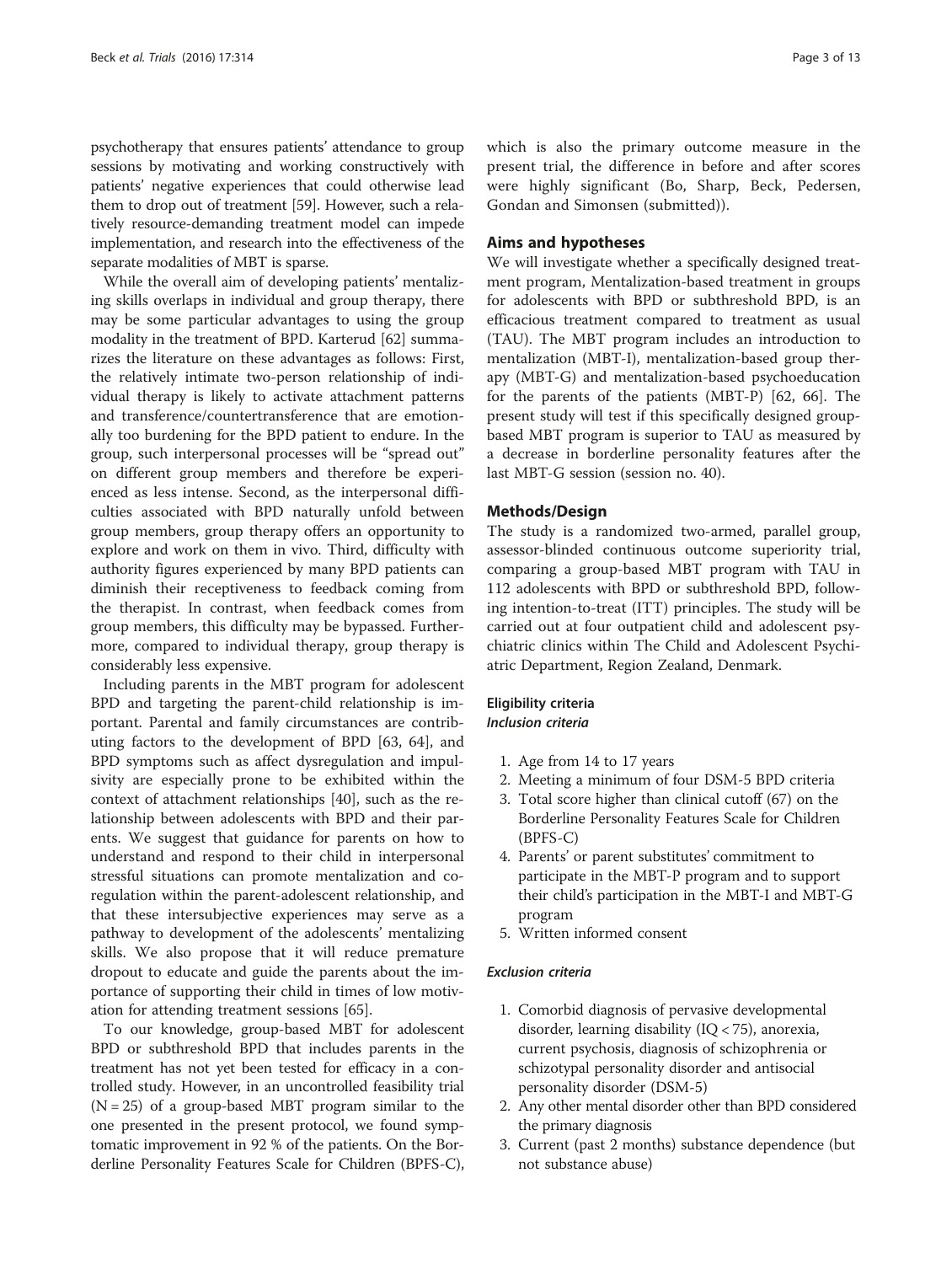psychotherapy that ensures patients' attendance to group sessions by motivating and working constructively with patients' negative experiences that could otherwise lead them to drop out of treatment [59]. However, such a relatively resource-demanding treatment model can impede implementation, and research into the effectiveness of the separate modalities of MBT is sparse.

While the overall aim of developing patients' mentalizing skills overlaps in individual and group therapy, there may be some particular advantages to using the group modality in the treatment of BPD. Karterud [62] summarizes the literature on these advantages as follows: First, the relatively intimate two-person relationship of individual therapy is likely to activate attachment patterns and transference/countertransference that are emotionally too burdening for the BPD patient to endure. In the group, such interpersonal processes will be "spread out" on different group members and therefore be experienced as less intense. Second, as the interpersonal difficulties associated with BPD naturally unfold between group members, group therapy offers an opportunity to explore and work on them in vivo. Third, difficulty with authority figures experienced by many BPD patients can diminish their receptiveness to feedback coming from the therapist. In contrast, when feedback comes from group members, this difficulty may be bypassed. Furthermore, compared to individual therapy, group therapy is considerably less expensive.

Including parents in the MBT program for adolescent BPD and targeting the parent-child relationship is important. Parental and family circumstances are contributing factors to the development of BPD [63, 64], and BPD symptoms such as affect dysregulation and impulsivity are especially prone to be exhibited within the context of attachment relationships [40], such as the relationship between adolescents with BPD and their parents. We suggest that guidance for parents on how to understand and respond to their child in interpersonal stressful situations can promote mentalization and coregulation within the parent-adolescent relationship, and that these intersubjective experiences may serve as a pathway to development of the adolescents' mentalizing skills. We also propose that it will reduce premature dropout to educate and guide the parents about the importance of supporting their child in times of low motivation for attending treatment sessions [65].

To our knowledge, group-based MBT for adolescent BPD or subthreshold BPD that includes parents in the treatment has not yet been tested for efficacy in a controlled study. However, in an uncontrolled feasibility trial (N = 25) of a group-based MBT program similar to the one presented in the present protocol, we found symptomatic improvement in 92 % of the patients. On the Borderline Personality Features Scale for Children (BPFS-C), which is also the primary outcome measure in the present trial, the difference in before and after scores were highly significant (Bo, Sharp, Beck, Pedersen, Gondan and Simonsen (submitted)).

## Aims and hypotheses

We will investigate whether a specifically designed treatment program, Mentalization-based treatment in groups for adolescents with BPD or subthreshold BPD, is an efficacious treatment compared to treatment as usual (TAU). The MBT program includes an introduction to mentalization (MBT-I), mentalization-based group therapy (MBT-G) and mentalization-based psychoeducation for the parents of the patients (MBT-P) [62, 66]. The present study will test if this specifically designed group-based MBT program is superior to TAU as measured by a decrease in borderline personality features after the last MBT-G session (session no. 40).

## Methods/Design

The study is a randomized two-armed, parallel group, assessor-blinded continuous outcome superiority trial, comparing a group-based MBT program with TAU in 112 adolescents with BPD or subthreshold BPD, following intention-to-treat (ITT) principles. The study will be carried out at four outpatient child and adolescent psychiatric clinics within The Child and Adolescent Psychiatric Department, Region Zealand, Denmark.

### Eligibility criteria

#### *Inclusion criteria*

1. Age from 14 to 17 years
2. Meeting a minimum of four DSM-5 BPD criteria
3. Total score higher than clinical cutoff (67) on the Borderline Personality Features Scale for Children (BPFS-C)
4. Parents' or parent substitutes' commitment to participate in the MBT-P program and to support their child's participation in the MBT-I and MBT-G program
5. Written informed consent

#### *Exclusion criteria*

1. Comorbid diagnosis of pervasive developmental disorder, learning disability (IQ < 75), anorexia, current psychosis, diagnosis of schizophrenia or schizotypal personality disorder and antisocial personality disorder (DSM-5)
2. Any other mental disorder other than BPD considered the primary diagnosis
3. Current (past 2 months) substance dependence (but not substance abuse)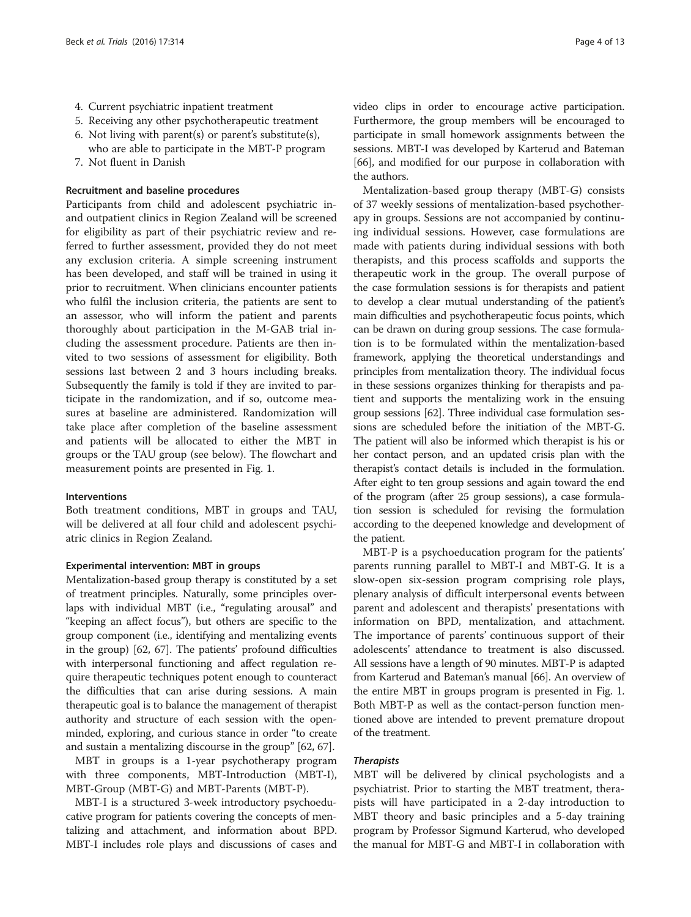4. Current psychiatric inpatient treatment
5. Receiving any other psychotherapeutic treatment
6. Not living with parent(s) or parent's substitute(s), who are able to participate in the MBT-P program
7. Not fluent in Danish

#### Recruitment and baseline procedures

Participants from child and adolescent psychiatric in- and outpatient clinics in Region Zealand will be screened for eligibility as part of their psychiatric review and referred to further assessment, provided they do not meet any exclusion criteria. A simple screening instrument has been developed, and staff will be trained in using it prior to recruitment. When clinicians encounter patients who fulfil the inclusion criteria, the patients are sent to an assessor, who will inform the patient and parents thoroughly about participation in the M-GAB trial including the assessment procedure. Patients are then invited to two sessions of assessment for eligibility. Both sessions last between 2 and 3 hours including breaks. Subsequently the family is told if they are invited to participate in the randomization, and if so, outcome measures at baseline are administered. Randomization will take place after completion of the baseline assessment and patients will be allocated to either the MBT in groups or the TAU group (see below). The flowchart and measurement points are presented in Fig. 1.

#### Interventions

Both treatment conditions, MBT in groups and TAU, will be delivered at all four child and adolescent psychiatric clinics in Region Zealand.

#### Experimental intervention: MBT in groups

Mentalization-based group therapy is constituted by a set of treatment principles. Naturally, some principles overlaps with individual MBT (i.e., "regulating arousal" and "keeping an affect focus"), but others are specific to the group component (i.e., identifying and mentalizing events in the group) [62, 67]. The patients' profound difficulties with interpersonal functioning and affect regulation require therapeutic techniques potent enough to counteract the difficulties that can arise during sessions. A main therapeutic goal is to balance the management of therapist authority and structure of each session with the open-minded, exploring, and curious stance in order "to create and sustain a mentalizing discourse in the group" [62, 67].

MBT in groups is a 1-year psychotherapy program with three components, MBT-Introduction (MBT-I), MBT-Group (MBT-G) and MBT-Parents (MBT-P).

MBT-I is a structured 3-week introductory psychoeducative program for patients covering the concepts of mentalizing and attachment, and information about BPD. MBT-I includes role plays and discussions of cases and video clips in order to encourage active participation. Furthermore, the group members will be encouraged to participate in small homework assignments between the sessions. MBT-I was developed by Karterud and Bateman [66], and modified for our purpose in collaboration with the authors.

Mentalization-based group therapy (MBT-G) consists of 37 weekly sessions of mentalization-based psychotherapy in groups. Sessions are not accompanied by continuing individual sessions. However, case formulations are made with patients during individual sessions with both therapists, and this process scaffolds and supports the therapeutic work in the group. The overall purpose of the case formulation sessions is for therapists and patient to develop a clear mutual understanding of the patient's main difficulties and psychotherapeutic focus points, which can be drawn on during group sessions. The case formulation is to be formulated within the mentalization-based framework, applying the theoretical understandings and principles from mentalization theory. The individual focus in these sessions organizes thinking for therapists and patient and supports the mentalizing work in the ensuing group sessions [62]. Three individual case formulation sessions are scheduled before the initiation of the MBT-G. The patient will also be informed which therapist is his or her contact person, and an updated crisis plan with the therapist's contact details is included in the formulation. After eight to ten group sessions and again toward the end of the program (after 25 group sessions), a case formulation session is scheduled for revising the formulation according to the deepened knowledge and development of the patient.

MBT-P is a psychoeducation program for the patients' parents running parallel to MBT-I and MBT-G. It is a slow-open six-session program comprising role plays, plenary analysis of difficult interpersonal events between parent and adolescent and therapists' presentations with information on BPD, mentalization, and attachment. The importance of parents' continuous support of their adolescents' attendance to treatment is also discussed. All sessions have a length of 90 minutes. MBT-P is adapted from Karterud and Bateman's manual [66]. An overview of the entire MBT in groups program is presented in Fig. 1. Both MBT-P as well as the contact-person function mentioned above are intended to prevent premature dropout of the treatment.

##### *Therapists*

MBT will be delivered by clinical psychologists and a psychiatrist. Prior to starting the MBT treatment, therapists will have participated in a 2-day introduction to MBT theory and basic principles and a 5-day training program by Professor Sigmund Karterud, who developed the manual for MBT-G and MBT-I in collaboration with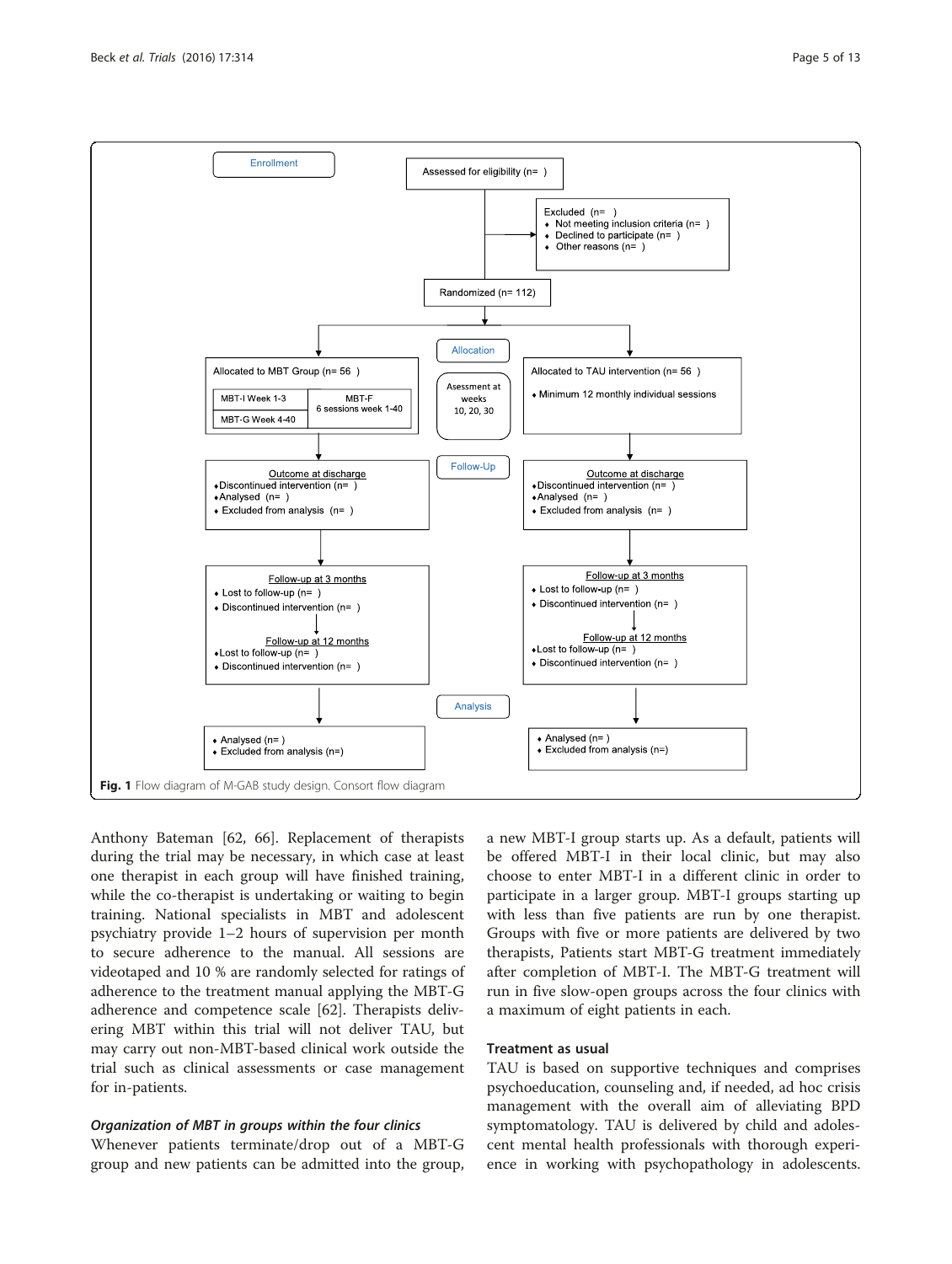Enrollment

Assessed for eligibility (n= )

Excluded (n= )
- Not meeting inclusion criteria (n= )
- Declined to participate (n= )
- Other reasons (n= )

Randomized (n= 112)

Allocation

Allocated to MBT Group (n= 56 )

| MBT-I Week 1-3 | MBT-F 6 sessions week 1-40 |
|---|---|
| MBT-G Week 4-40 | |

Assessment at weeks 10, 20, 30

Allocated to TAU intervention (n= 56 )
- Minimum 12 monthly individual sessions

Follow-Up

Outcome at discharge
- Discontinued intervention (n= )
- Analysed (n= )
- Excluded from analysis (n= )

Outcome at discharge
- Discontinued intervention (n= )
- Analysed (n= )
- Excluded from analysis (n= )

Follow-up at 3 months
- Lost to follow-up (n= )
- Discontinued intervention (n= )

Follow-up at 12 months
- Lost to follow-up (n= )
- Discontinued intervention (n= )

Follow-up at 3 months
- Lost to follow-up (n= )
- Discontinued intervention (n= )

Follow-up at 12 months
- Lost to follow-up (n= )
- Discontinued intervention (n= )

Analysis

- Analysed (n= )
- Excluded from analysis (n=)

- Analysed (n= )
- Excluded from analysis (n=)

**Fig. 1** Flow diagram of M-GAB study design. Consort flow diagram

Anthony Bateman [62, 66]. Replacement of therapists during the trial may be necessary, in which case at least one therapist in each group will have finished training, while the co-therapist is undertaking or waiting to begin training. National specialists in MBT and adolescent psychiatry provide 1–2 hours of supervision per month to secure adherence to the manual. All sessions are videotaped and 10 % are randomly selected for ratings of adherence to the treatment manual applying the MBT-G adherence and competence scale [62]. Therapists delivering MBT within this trial will not deliver TAU, but may carry out non-MBT-based clinical work outside the trial such as clinical assessments or case management for in-patients.

### *Organization of MBT in groups within the four clinics*

Whenever patients terminate/drop out of a MBT-G group and new patients can be admitted into the group, a new MBT-I group starts up. As a default, patients will be offered MBT-I in their local clinic, but may also choose to enter MBT-I in a different clinic in order to participate in a larger group. MBT-I groups starting up with less than five patients are run by one therapist. Groups with five or more patients are delivered by two therapists, Patients start MBT-G treatment immediately after completion of MBT-I. The MBT-G treatment will run in five slow-open groups across the four clinics with a maximum of eight patients in each.

### Treatment as usual

TAU is based on supportive techniques and comprises psychoeducation, counseling and, if needed, ad hoc crisis management with the overall aim of alleviating BPD symptomatology. TAU is delivered by child and adolescent mental health professionals with thorough experience in working with psychopathology in adolescents.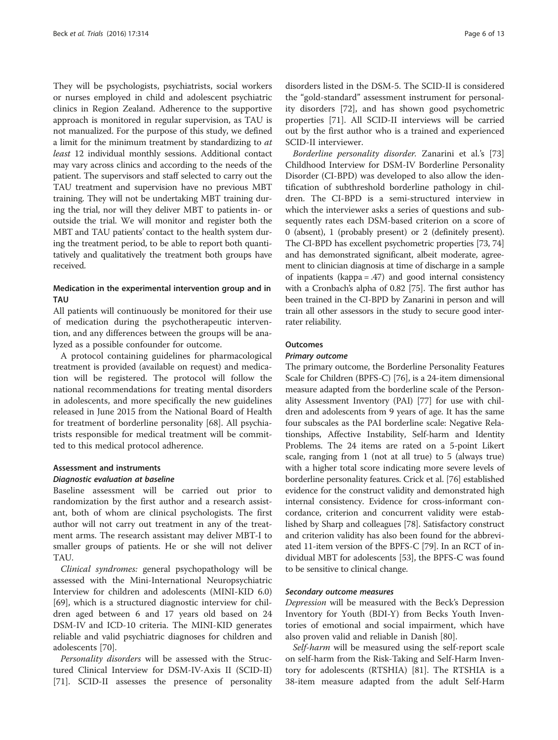They will be psychologists, psychiatrists, social workers or nurses employed in child and adolescent psychiatric clinics in Region Zealand. Adherence to the supportive approach is monitored in regular supervision, as TAU is not manualized. For the purpose of this study, we defined a limit for the minimum treatment by standardizing to *at least* 12 individual monthly sessions. Additional contact may vary across clinics and according to the needs of the patient. The supervisors and staff selected to carry out the TAU treatment and supervision have no previous MBT training. They will not be undertaking MBT training during the trial, nor will they deliver MBT to patients in- or outside the trial. We will monitor and register both the MBT and TAU patients' contact to the health system during the treatment period, to be able to report both quantitatively and qualitatively the treatment both groups have received.

### Medication in the experimental intervention group and in TAU

All patients will continuously be monitored for their use of medication during the psychotherapeutic intervention, and any differences between the groups will be analyzed as a possible confounder for outcome.

A protocol containing guidelines for pharmacological treatment is provided (available on request) and medication will be registered. The protocol will follow the national recommendations for treating mental disorders in adolescents, and more specifically the new guidelines released in June 2015 from the National Board of Health for treatment of borderline personality [68]. All psychiatrists responsible for medical treatment will be committed to this medical protocol adherence.

### Assessment and instruments

#### Diagnostic evaluation at baseline

Baseline assessment will be carried out prior to randomization by the first author and a research assistant, both of whom are clinical psychologists. The first author will not carry out treatment in any of the treatment arms. The research assistant may deliver MBT-I to smaller groups of patients. He or she will not deliver TAU.

*Clinical syndromes:* general psychopathology will be assessed with the Mini-International Neuropsychiatric Interview for children and adolescents (MINI-KID 6.0) [69], which is a structured diagnostic interview for children aged between 6 and 17 years old based on 24 DSM-IV and ICD-10 criteria. The MINI-KID generates reliable and valid psychiatric diagnoses for children and adolescents [70].

*Personality disorders* will be assessed with the Structured Clinical Interview for DSM-IV-Axis II (SCID-II) [71]. SCID-II assesses the presence of personality disorders listed in the DSM-5. The SCID-II is considered the "gold-standard" assessment instrument for personality disorders [72], and has shown good psychometric properties [71]. All SCID-II interviews will be carried out by the first author who is a trained and experienced SCID-II interviewer.

*Borderline personality disorder.* Zanarini et al.'s [73] Childhood Interview for DSM-IV Borderline Personality Disorder (CI-BPD) was developed to also allow the identification of subthreshold borderline pathology in children. The CI-BPD is a semi-structured interview in which the interviewer asks a series of questions and subsequently rates each DSM-based criterion on a score of 0 (absent), 1 (probably present) or 2 (definitely present). The CI-BPD has excellent psychometric properties [73, 74] and has demonstrated significant, albeit moderate, agreement to clinician diagnosis at time of discharge in a sample of inpatients (kappa = .47) and good internal consistency with a Cronbach's alpha of 0.82 [75]. The first author has been trained in the CI-BPD by Zanarini in person and will train all other assessors in the study to secure good inter-rater reliability.

### Outcomes

#### Primary outcome

The primary outcome, the Borderline Personality Features Scale for Children (BPFS-C) [76], is a 24-item dimensional measure adapted from the borderline scale of the Personality Assessment Inventory (PAI) [77] for use with children and adolescents from 9 years of age. It has the same four subscales as the PAI borderline scale: Negative Relationships, Affective Instability, Self-harm and Identity Problems. The 24 items are rated on a 5-point Likert scale, ranging from 1 (not at all true) to 5 (always true) with a higher total score indicating more severe levels of borderline personality features. Crick et al. [76] established evidence for the construct validity and demonstrated high internal consistency. Evidence for cross-informant concordance, criterion and concurrent validity were established by Sharp and colleagues [78]. Satisfactory construct and criterion validity has also been found for the abbreviated 11-item version of the BPFS-C [79]. In an RCT of individual MBT for adolescents [53], the BPFS-C was found to be sensitive to clinical change.

#### Secondary outcome measures

*Depression* will be measured with the Beck's Depression Inventory for Youth (BDI-Y) from Becks Youth Inventories of emotional and social impairment, which have also proven valid and reliable in Danish [80].

*Self-harm* will be measured using the self-report scale on self-harm from the Risk-Taking and Self-Harm Inventory for adolescents (RTSHIA) [81]. The RTSHIA is a 38-item measure adapted from the adult Self-Harm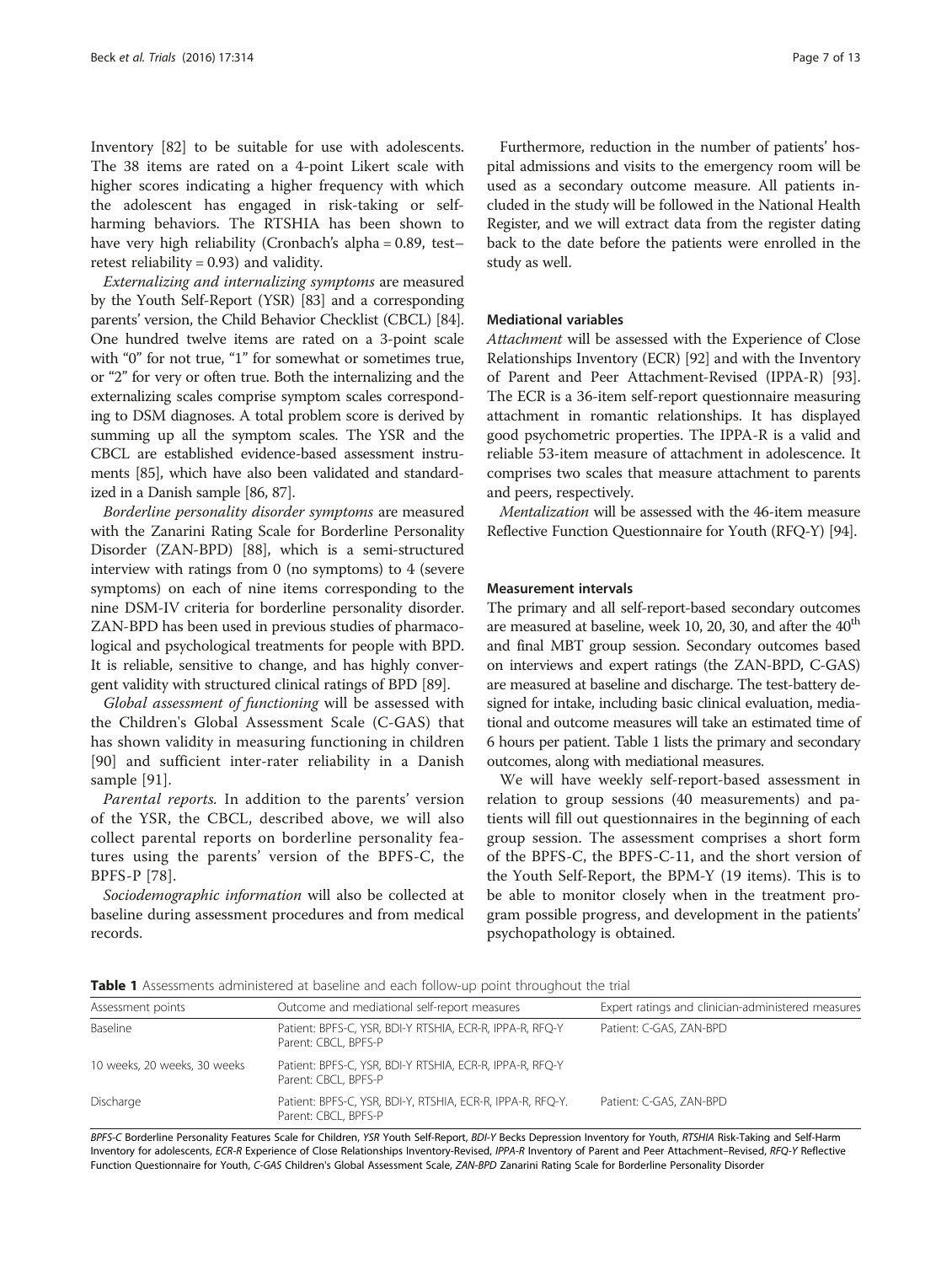Inventory [82] to be suitable for use with adolescents. The 38 items are rated on a 4-point Likert scale with higher scores indicating a higher frequency with which the adolescent has engaged in risk-taking or self-harming behaviors. The RTSHIA has been shown to have very high reliability (Cronbach's alpha = 0.89, test–retest reliability = 0.93) and validity.

*Externalizing and internalizing symptoms* are measured by the Youth Self-Report (YSR) [83] and a corresponding parents' version, the Child Behavior Checklist (CBCL) [84]. One hundred twelve items are rated on a 3-point scale with "0" for not true, "1" for somewhat or sometimes true, or "2" for very or often true. Both the internalizing and the externalizing scales comprise symptom scales corresponding to DSM diagnoses. A total problem score is derived by summing up all the symptom scales. The YSR and the CBCL are established evidence-based assessment instruments [85], which have also been validated and standardized in a Danish sample [86, 87].

*Borderline personality disorder symptoms* are measured with the Zanarini Rating Scale for Borderline Personality Disorder (ZAN-BPD) [88], which is a semi-structured interview with ratings from 0 (no symptoms) to 4 (severe symptoms) on each of nine items corresponding to the nine DSM-IV criteria for borderline personality disorder. ZAN-BPD has been used in previous studies of pharmacological and psychological treatments for people with BPD. It is reliable, sensitive to change, and has highly convergent validity with structured clinical ratings of BPD [89].

*Global assessment of functioning* will be assessed with the Children's Global Assessment Scale (C-GAS) that has shown validity in measuring functioning in children [90] and sufficient inter-rater reliability in a Danish sample [91].

*Parental reports.* In addition to the parents' version of the YSR, the CBCL, described above, we will also collect parental reports on borderline personality features using the parents' version of the BPFS-C, the BPFS-P [78].

*Sociodemographic information* will also be collected at baseline during assessment procedures and from medical records.

Furthermore, reduction in the number of patients' hospital admissions and visits to the emergency room will be used as a secondary outcome measure. All patients included in the study will be followed in the National Health Register, and we will extract data from the register dating back to the date before the patients were enrolled in the study as well.

#### Mediational variables

*Attachment* will be assessed with the Experience of Close Relationships Inventory (ECR) [92] and with the Inventory of Parent and Peer Attachment-Revised (IPPA-R) [93]. The ECR is a 36-item self-report questionnaire measuring attachment in romantic relationships. It has displayed good psychometric properties. The IPPA-R is a valid and reliable 53-item measure of attachment in adolescence. It comprises two scales that measure attachment to parents and peers, respectively.

*Mentalization* will be assessed with the 46-item measure Reflective Function Questionnaire for Youth (RFQ-Y) [94].

#### Measurement intervals

The primary and all self-report-based secondary outcomes are measured at baseline, week 10, 20, 30, and after the 40th and final MBT group session. Secondary outcomes based on interviews and expert ratings (the ZAN-BPD, C-GAS) are measured at baseline and discharge. The test-battery designed for intake, including basic clinical evaluation, mediational and outcome measures will take an estimated time of 6 hours per patient. Table 1 lists the primary and secondary outcomes, along with mediational measures.

We will have weekly self-report-based assessment in relation to group sessions (40 measurements) and patients will fill out questionnaires in the beginning of each group session. The assessment comprises a short form of the BPFS-C, the BPFS-C-11, and the short version of the Youth Self-Report, the BPM-Y (19 items). This is to be able to monitor closely when in the treatment program possible progress, and development in the patients' psychopathology is obtained.

**Table 1** Assessments administered at baseline and each follow-up point throughout the trial

| Assessment points | Outcome and mediational self-report measures | Expert ratings and clinician-administered measures |
|---|---|---|
| Baseline | Patient: BPFS-C, YSR, BDI-Y RTSHIA, ECR-R, IPPA-R, RFQ-Y<br>Parent: CBCL, BPFS-P | Patient: C-GAS, ZAN-BPD |
| 10 weeks, 20 weeks, 30 weeks | Patient: BPFS-C, YSR, BDI-Y RTSHIA, ECR-R, IPPA-R, RFQ-Y<br>Parent: CBCL, BPFS-P | |
| Discharge | Patient: BPFS-C, YSR, BDI-Y, RTSHIA, ECR-R, IPPA-R, RFQ-Y.<br>Parent: CBCL, BPFS-P | Patient: C-GAS, ZAN-BPD |

*BPFS-C* Borderline Personality Features Scale for Children, *YSR* Youth Self-Report, *BDI-Y* Becks Depression Inventory for Youth, *RTSHIA* Risk-Taking and Self-Harm Inventory for adolescents, *ECR-R* Experience of Close Relationships Inventory-Revised, *IPPA-R* Inventory of Parent and Peer Attachment–Revised, *RFQ-Y* Reflective Function Questionnaire for Youth, *C-GAS* Children's Global Assessment Scale, *ZAN-BPD* Zanarini Rating Scale for Borderline Personality Disorder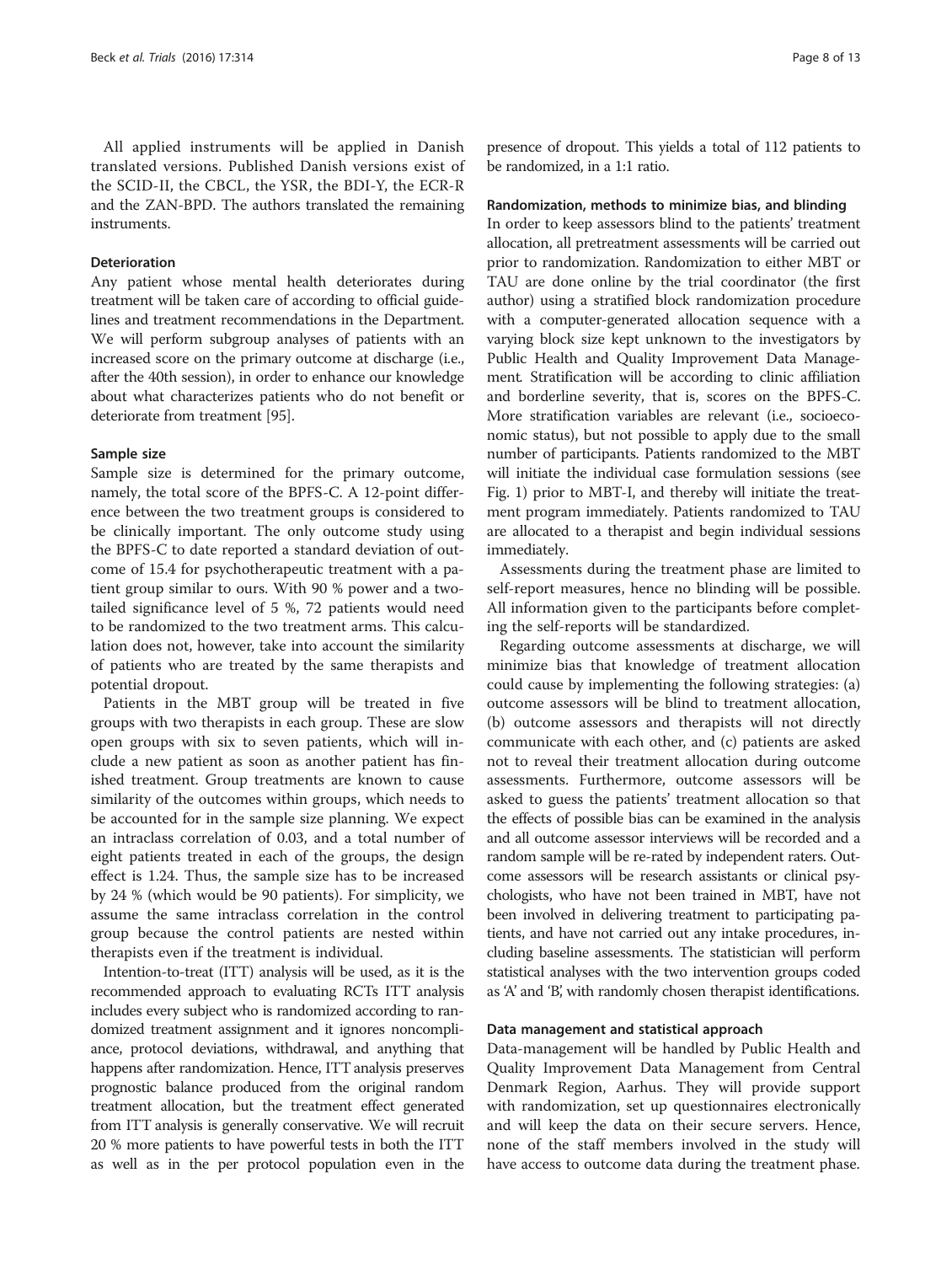All applied instruments will be applied in Danish translated versions. Published Danish versions exist of the SCID-II, the CBCL, the YSR, the BDI-Y, the ECR-R and the ZAN-BPD. The authors translated the remaining instruments.

#### Deterioration

Any patient whose mental health deteriorates during treatment will be taken care of according to official guidelines and treatment recommendations in the Department. We will perform subgroup analyses of patients with an increased score on the primary outcome at discharge (i.e., after the 40th session), in order to enhance our knowledge about what characterizes patients who do not benefit or deteriorate from treatment [95].

#### Sample size

Sample size is determined for the primary outcome, namely, the total score of the BPFS-C. A 12-point difference between the two treatment groups is considered to be clinically important. The only outcome study using the BPFS-C to date reported a standard deviation of outcome of 15.4 for psychotherapeutic treatment with a patient group similar to ours. With 90 % power and a two-tailed significance level of 5 %, 72 patients would need to be randomized to the two treatment arms. This calculation does not, however, take into account the similarity of patients who are treated by the same therapists and potential dropout.

Patients in the MBT group will be treated in five groups with two therapists in each group. These are slow open groups with six to seven patients, which will include a new patient as soon as another patient has finished treatment. Group treatments are known to cause similarity of the outcomes within groups, which needs to be accounted for in the sample size planning. We expect an intraclass correlation of 0.03, and a total number of eight patients treated in each of the groups, the design effect is 1.24. Thus, the sample size has to be increased by 24 % (which would be 90 patients). For simplicity, we assume the same intraclass correlation in the control group because the control patients are nested within therapists even if the treatment is individual.

Intention-to-treat (ITT) analysis will be used, as it is the recommended approach to evaluating RCTs ITT analysis includes every subject who is randomized according to randomized treatment assignment and it ignores noncompliance, protocol deviations, withdrawal, and anything that happens after randomization. Hence, ITT analysis preserves prognostic balance produced from the original random treatment allocation, but the treatment effect generated from ITT analysis is generally conservative. We will recruit 20 % more patients to have powerful tests in both the ITT as well as in the per protocol population even in the presence of dropout. This yields a total of 112 patients to be randomized, in a 1:1 ratio.

#### Randomization, methods to minimize bias, and blinding

In order to keep assessors blind to the patients' treatment allocation, all pretreatment assessments will be carried out prior to randomization. Randomization to either MBT or TAU are done online by the trial coordinator (the first author) using a stratified block randomization procedure with a computer-generated allocation sequence with a varying block size kept unknown to the investigators by Public Health and Quality Improvement Data Management. Stratification will be according to clinic affiliation and borderline severity, that is, scores on the BPFS-C. More stratification variables are relevant (i.e., socioeconomic status), but not possible to apply due to the small number of participants. Patients randomized to the MBT will initiate the individual case formulation sessions (see Fig. 1) prior to MBT-I, and thereby will initiate the treatment program immediately. Patients randomized to TAU are allocated to a therapist and begin individual sessions immediately.

Assessments during the treatment phase are limited to self-report measures, hence no blinding will be possible. All information given to the participants before completing the self-reports will be standardized.

Regarding outcome assessments at discharge, we will minimize bias that knowledge of treatment allocation could cause by implementing the following strategies: (a) outcome assessors will be blind to treatment allocation, (b) outcome assessors and therapists will not directly communicate with each other, and (c) patients are asked not to reveal their treatment allocation during outcome assessments. Furthermore, outcome assessors will be asked to guess the patients' treatment allocation so that the effects of possible bias can be examined in the analysis and all outcome assessor interviews will be recorded and a random sample will be re-rated by independent raters. Outcome assessors will be research assistants or clinical psychologists, who have not been trained in MBT, have not been involved in delivering treatment to participating patients, and have not carried out any intake procedures, including baseline assessments. The statistician will perform statistical analyses with the two intervention groups coded as 'A' and 'B', with randomly chosen therapist identifications.

#### Data management and statistical approach

Data-management will be handled by Public Health and Quality Improvement Data Management from Central Denmark Region, Aarhus. They will provide support with randomization, set up questionnaires electronically and will keep the data on their secure servers. Hence, none of the staff members involved in the study will have access to outcome data during the treatment phase.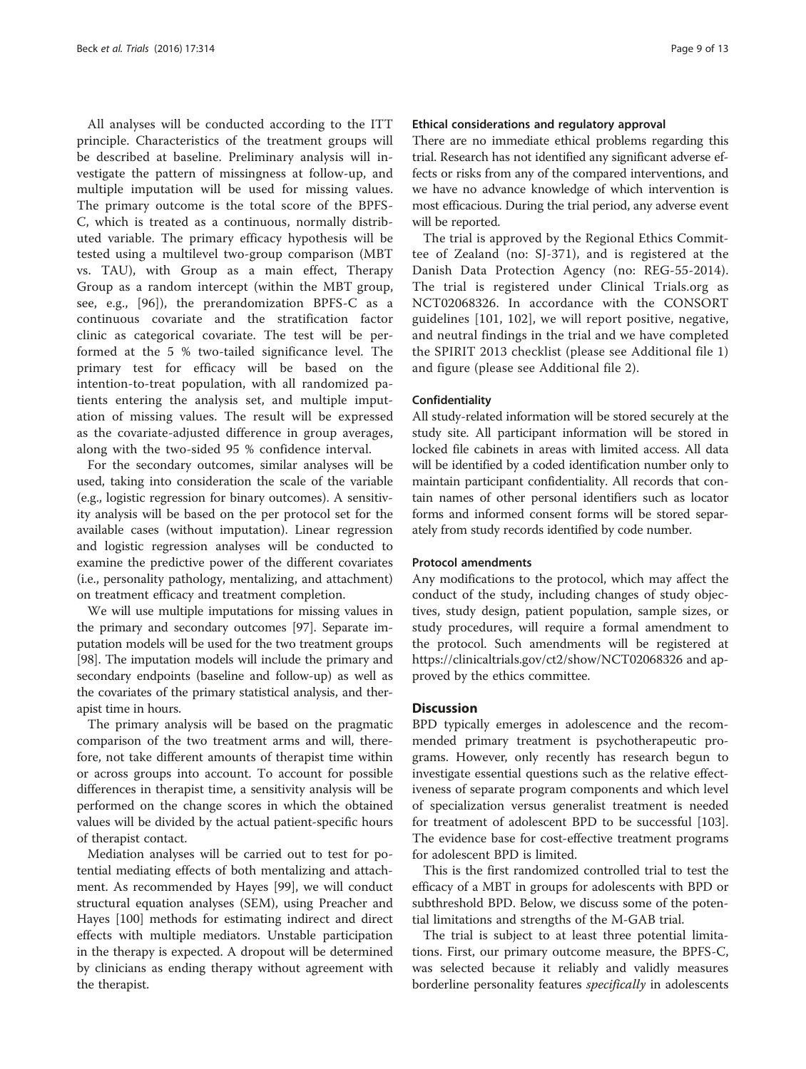All analyses will be conducted according to the ITT principle. Characteristics of the treatment groups will be described at baseline. Preliminary analysis will investigate the pattern of missingness at follow-up, and multiple imputation will be used for missing values. The primary outcome is the total score of the BPFS-C, which is treated as a continuous, normally distributed variable. The primary efficacy hypothesis will be tested using a multilevel two-group comparison (MBT vs. TAU), with Group as a main effect, Therapy Group as a random intercept (within the MBT group, see, e.g., [96]), the prerandomization BPFS-C as a continuous covariate and the stratification factor clinic as categorical covariate. The test will be performed at the 5 % two-tailed significance level. The primary test for efficacy will be based on the intention-to-treat population, with all randomized patients entering the analysis set, and multiple imputation of missing values. The result will be expressed as the covariate-adjusted difference in group averages, along with the two-sided 95 % confidence interval.

For the secondary outcomes, similar analyses will be used, taking into consideration the scale of the variable (e.g., logistic regression for binary outcomes). A sensitivity analysis will be based on the per protocol set for the available cases (without imputation). Linear regression and logistic regression analyses will be conducted to examine the predictive power of the different covariates (i.e., personality pathology, mentalizing, and attachment) on treatment efficacy and treatment completion.

We will use multiple imputations for missing values in the primary and secondary outcomes [97]. Separate imputation models will be used for the two treatment groups [98]. The imputation models will include the primary and secondary endpoints (baseline and follow-up) as well as the covariates of the primary statistical analysis, and therapist time in hours.

The primary analysis will be based on the pragmatic comparison of the two treatment arms and will, therefore, not take different amounts of therapist time within or across groups into account. To account for possible differences in therapist time, a sensitivity analysis will be performed on the change scores in which the obtained values will be divided by the actual patient-specific hours of therapist contact.

Mediation analyses will be carried out to test for potential mediating effects of both mentalizing and attachment. As recommended by Hayes [99], we will conduct structural equation analyses (SEM), using Preacher and Hayes [100] methods for estimating indirect and direct effects with multiple mediators. Unstable participation in the therapy is expected. A dropout will be determined by clinicians as ending therapy without agreement with the therapist.

### Ethical considerations and regulatory approval

There are no immediate ethical problems regarding this trial. Research has not identified any significant adverse effects or risks from any of the compared interventions, and we have no advance knowledge of which intervention is most efficacious. During the trial period, any adverse event will be reported.

The trial is approved by the Regional Ethics Committee of Zealand (no: SJ-371), and is registered at the Danish Data Protection Agency (no: REG-55-2014). The trial is registered under Clinical Trials.org as NCT02068326. In accordance with the CONSORT guidelines [101, 102], we will report positive, negative, and neutral findings in the trial and we have completed the SPIRIT 2013 checklist (please see Additional file 1) and figure (please see Additional file 2).

### Confidentiality

All study-related information will be stored securely at the study site. All participant information will be stored in locked file cabinets in areas with limited access. All data will be identified by a coded identification number only to maintain participant confidentiality. All records that contain names of other personal identifiers such as locator forms and informed consent forms will be stored separately from study records identified by code number.

### Protocol amendments

Any modifications to the protocol, which may affect the conduct of the study, including changes of study objectives, study design, patient population, sample sizes, or study procedures, will require a formal amendment to the protocol. Such amendments will be registered at https://clinicaltrials.gov/ct2/show/NCT02068326 and approved by the ethics committee.

## Discussion

BPD typically emerges in adolescence and the recommended primary treatment is psychotherapeutic programs. However, only recently has research begun to investigate essential questions such as the relative effectiveness of separate program components and which level of specialization versus generalist treatment is needed for treatment of adolescent BPD to be successful [103]. The evidence base for cost-effective treatment programs for adolescent BPD is limited.

This is the first randomized controlled trial to test the efficacy of a MBT in groups for adolescents with BPD or subthreshold BPD. Below, we discuss some of the potential limitations and strengths of the M-GAB trial.

The trial is subject to at least three potential limitations. First, our primary outcome measure, the BPFS-C, was selected because it reliably and validly measures borderline personality features *specifically* in adolescents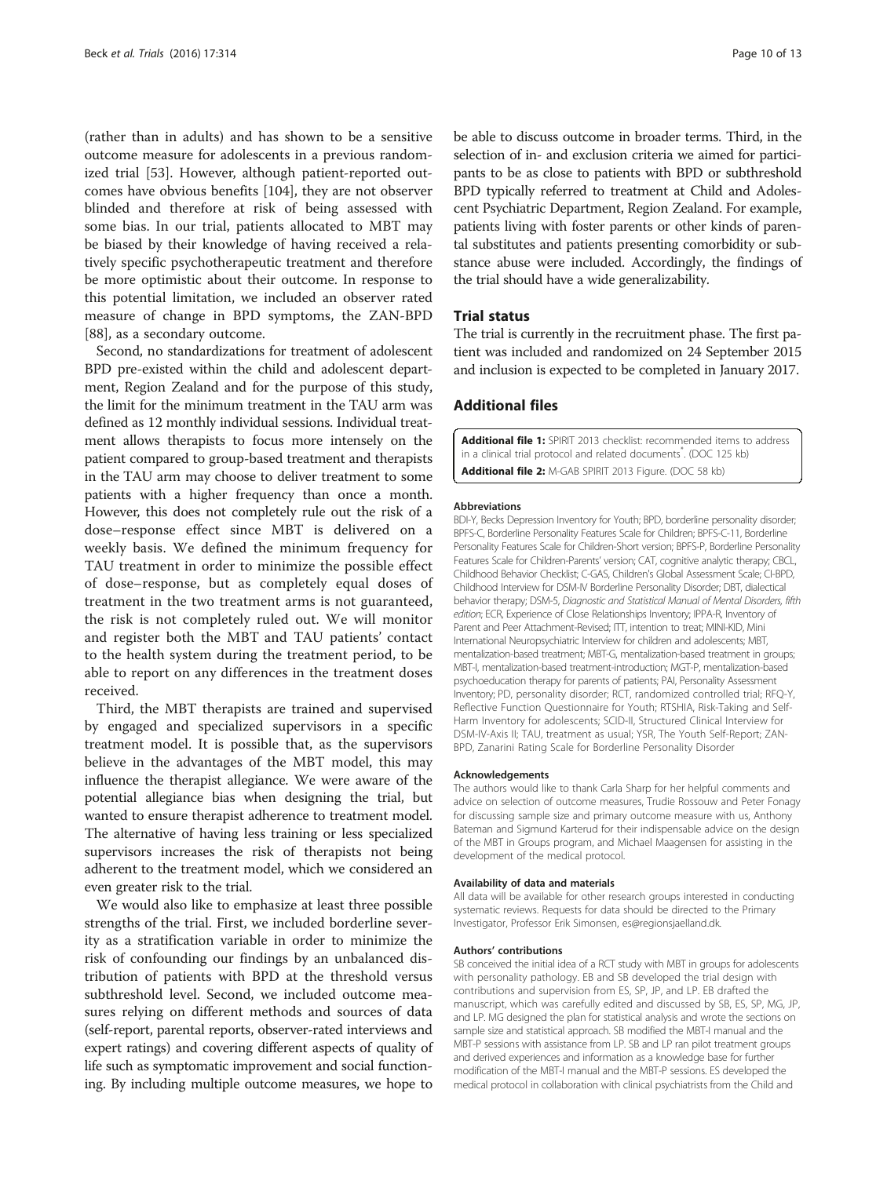(rather than in adults) and has shown to be a sensitive outcome measure for adolescents in a previous randomized trial [53]. However, although patient-reported outcomes have obvious benefits [104], they are not observer blinded and therefore at risk of being assessed with some bias. In our trial, patients allocated to MBT may be biased by their knowledge of having received a relatively specific psychotherapeutic treatment and therefore be more optimistic about their outcome. In response to this potential limitation, we included an observer rated measure of change in BPD symptoms, the ZAN-BPD [88], as a secondary outcome.

Second, no standardizations for treatment of adolescent BPD pre-existed within the child and adolescent department, Region Zealand and for the purpose of this study, the limit for the minimum treatment in the TAU arm was defined as 12 monthly individual sessions. Individual treatment allows therapists to focus more intensely on the patient compared to group-based treatment and therapists in the TAU arm may choose to deliver treatment to some patients with a higher frequency than once a month. However, this does not completely rule out the risk of a dose–response effect since MBT is delivered on a weekly basis. We defined the minimum frequency for TAU treatment in order to minimize the possible effect of dose–response, but as completely equal doses of treatment in the two treatment arms is not guaranteed, the risk is not completely ruled out. We will monitor and register both the MBT and TAU patients' contact to the health system during the treatment period, to be able to report on any differences in the treatment doses received.

Third, the MBT therapists are trained and supervised by engaged and specialized supervisors in a specific treatment model. It is possible that, as the supervisors believe in the advantages of the MBT model, this may influence the therapist allegiance. We were aware of the potential allegiance bias when designing the trial, but wanted to ensure therapist adherence to treatment model. The alternative of having less training or less specialized supervisors increases the risk of therapists not being adherent to the treatment model, which we considered an even greater risk to the trial.

We would also like to emphasize at least three possible strengths of the trial. First, we included borderline severity as a stratification variable in order to minimize the risk of confounding our findings by an unbalanced distribution of patients with BPD at the threshold versus subthreshold level. Second, we included outcome measures relying on different methods and sources of data (self-report, parental reports, observer-rated interviews and expert ratings) and covering different aspects of quality of life such as symptomatic improvement and social functioning. By including multiple outcome measures, we hope to be able to discuss outcome in broader terms. Third, in the selection of in- and exclusion criteria we aimed for participants to be as close to patients with BPD or subthreshold BPD typically referred to treatment at Child and Adolescent Psychiatric Department, Region Zealand. For example, patients living with foster parents or other kinds of parental substitutes and patients presenting comorbidity or substance abuse were included. Accordingly, the findings of the trial should have a wide generalizability.

## Trial status

The trial is currently in the recruitment phase. The first patient was included and randomized on 24 September 2015 and inclusion is expected to be completed in January 2017.

## Additional files

**Additional file 1:** SPIRIT 2013 checklist: recommended items to address in a clinical trial protocol and related documents*. (DOC 125 kb)

**Additional file 2:** M-GAB SPIRIT 2013 Figure. (DOC 58 kb)

#### Abbreviations

BDI-Y, Becks Depression Inventory for Youth; BPD, borderline personality disorder; BPFS-C, Borderline Personality Features Scale for Children; BPFS-C-11, Borderline Personality Features Scale for Children-Short version; BPFS-P, Borderline Personality Features Scale for Children-Parents' version; CAT, cognitive analytic therapy; CBCL, Childhood Behavior Checklist; C-GAS, Children's Global Assessment Scale; CI-BPD, Childhood Interview for DSM-IV Borderline Personality Disorder; DBT, dialectical behavior therapy; DSM-5, *Diagnostic and Statistical Manual of Mental Disorders, fifth edition*; ECR, Experience of Close Relationships Inventory; IPPA-R, Inventory of Parent and Peer Attachment-Revised; ITT, intention to treat; MINI-KID, Mini International Neuropsychiatric Interview for children and adolescents; MBT, mentalization-based treatment; MBT-G, mentalization-based treatment in groups; MBT-I, mentalization-based treatment-introduction; MGT-P, mentalization-based psychoeducation therapy for parents of patients; PAI, Personality Assessment Inventory; PD, personality disorder; RCT, randomized controlled trial; RFQ-Y, Reflective Function Questionnaire for Youth; RTSHIA, Risk-Taking and Self-Harm Inventory for adolescents; SCID-II, Structured Clinical Interview for DSM-IV-Axis II; TAU, treatment as usual; YSR, The Youth Self-Report; ZAN-BPD, Zanarini Rating Scale for Borderline Personality Disorder

#### Acknowledgements

The authors would like to thank Carla Sharp for her helpful comments and advice on selection of outcome measures, Trudie Rossouw and Peter Fonagy for discussing sample size and primary outcome measure with us, Anthony Bateman and Sigmund Karterud for their indispensable advice on the design of the MBT in Groups program, and Michael Maagensen for assisting in the development of the medical protocol.

#### Availability of data and materials

All data will be available for other research groups interested in conducting systematic reviews. Requests for data should be directed to the Primary Investigator, Professor Erik Simonsen, es@regionsjaelland.dk.

#### Authors' contributions

SB conceived the initial idea of a RCT study with MBT in groups for adolescents with personality pathology. EB and SB developed the trial design with contributions and supervision from ES, SP, JP, and LP. EB drafted the manuscript, which was carefully edited and discussed by SB, ES, SP, MG, JP, and LP. MG designed the plan for statistical analysis and wrote the sections on sample size and statistical approach. SB modified the MBT-I manual and the MBT-P sessions with assistance from LP. SB and LP ran pilot treatment groups and derived experiences and information as a knowledge base for further modification of the MBT-I manual and the MBT-P sessions. ES developed the medical protocol in collaboration with clinical psychiatrists from the Child and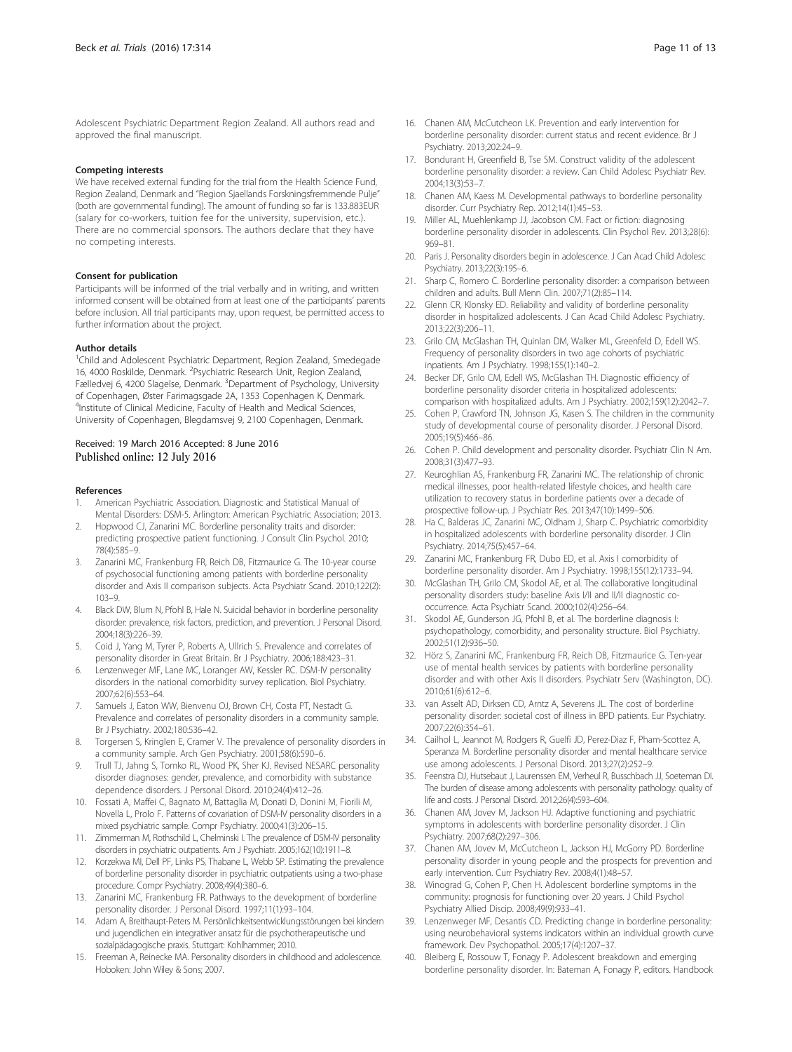Adolescent Psychiatric Department Region Zealand. All authors read and approved the final manuscript.

### Competing interests

We have received external funding for the trial from the Health Science Fund, Region Zealand, Denmark and "Region Sjaellands Forskningsfremmende Pulje" (both are governmental funding). The amount of funding so far is 133.883EUR (salary for co-workers, tuition fee for the university, supervision, etc.). There are no commercial sponsors. The authors declare that they have no competing interests.

### Consent for publication

Participants will be informed of the trial verbally and in writing, and written informed consent will be obtained from at least one of the participants' parents before inclusion. All trial participants may, upon request, be permitted access to further information about the project.

### Author details

[1]Child and Adolescent Psychiatric Department, Region Zealand, Smedegade 16, 4000 Roskilde, Denmark. [2]Psychiatric Research Unit, Region Zealand, Fælledvej 6, 4200 Slagelse, Denmark. [3]Department of Psychology, University of Copenhagen, Øster Farimagsgade 2A, 1353 Copenhagen K, Denmark. [4]Institute of Clinical Medicine, Faculty of Health and Medical Sciences, University of Copenhagen, Blegdamsvej 9, 2100 Copenhagen, Denmark.

Received: 19 March 2016 Accepted: 8 June 2016
Published online: 12 July 2016

### References

1. American Psychiatric Association. Diagnostic and Statistical Manual of Mental Disorders: DSM-5. Arlington: American Psychiatric Association; 2013.
2. Hopwood CJ, Zanarini MC. Borderline personality traits and disorder: predicting prospective patient functioning. J Consult Clin Psychol. 2010; 78(4):585–9.
3. Zanarini MC, Frankenburg FR, Reich DB, Fitzmaurice G. The 10-year course of psychosocial functioning among patients with borderline personality disorder and Axis II comparison subjects. Acta Psychiatr Scand. 2010;122(2): 103–9.
4. Black DW, Blum N, Pfohl B, Hale N. Suicidal behavior in borderline personality disorder: prevalence, risk factors, prediction, and prevention. J Personal Disord. 2004;18(3):226–39.
5. Coid J, Yang M, Tyrer P, Roberts A, Ullrich S. Prevalence and correlates of personality disorder in Great Britain. Br J Psychiatry. 2006;188:423–31.
6. Lenzenweger MF, Lane MC, Loranger AW, Kessler RC. DSM-IV personality disorders in the national comorbidity survey replication. Biol Psychiatry. 2007;62(6):553–64.
7. Samuels J, Eaton WW, Bienvenu OJ, Brown CH, Costa PT, Nestadt G. Prevalence and correlates of personality disorders in a community sample. Br J Psychiatry. 2002;180:536–42.
8. Torgersen S, Kringlen E, Cramer V. The prevalence of personality disorders in a community sample. Arch Gen Psychiatry. 2001;58(6):590–6.
9. Trull TJ, Jahng S, Tomko RL, Wood PK, Sher KJ. Revised NESARC personality disorder diagnoses: gender, prevalence, and comorbidity with substance dependence disorders. J Personal Disord. 2010;24(4):412–26.
10. Fossati A, Maffei C, Bagnato M, Battaglia M, Donati D, Donini M, Fiorili M, Novella L, Prolo F. Patterns of covariation of DSM-IV personality disorders in a mixed psychiatric sample. Compr Psychiatry. 2000;41(3):206–15.
11. Zimmerman M, Rothschild L, Chelminski I. The prevalence of DSM-IV personality disorders in psychiatric outpatients. Am J Psychiatr. 2005;162(10):1911–8.
12. Korzekwa MI, Dell PF, Links PS, Thabane L, Webb SP. Estimating the prevalence of borderline personality disorder in psychiatric outpatients using a two-phase procedure. Compr Psychiatry. 2008;49(4):380–6.
13. Zanarini MC, Frankenburg FR. Pathways to the development of borderline personality disorder. J Personal Disord. 1997;11(1):93–104.
14. Adam A, Breithaupt-Peters M. Persönlichkeitsentwicklungsstörungen bei kindern und jugendlichen ein integrativer ansatz für die psychotherapeutische und sozialpädagogische praxis. Stuttgart: Kohlhammer; 2010.
15. Freeman A, Reinecke MA. Personality disorders in childhood and adolescence. Hoboken: John Wiley & Sons; 2007.
16. Chanen AM, McCutcheon LK. Prevention and early intervention for borderline personality disorder: current status and recent evidence. Br J Psychiatry. 2013;202:24–9.
17. Bondurant H, Greenfield B, Tse SM. Construct validity of the adolescent borderline personality disorder: a review. Can Child Adolesc Psychiatr Rev. 2004;13(3):53–7.
18. Chanen AM, Kaess M. Developmental pathways to borderline personality disorder. Curr Psychiatry Rep. 2012;14(1):45–53.
19. Miller AL, Muehlenkamp JJ, Jacobson CM. Fact or fiction: diagnosing borderline personality disorder in adolescents. Clin Psychol Rev. 2013;28(6): 969–81.
20. Paris J. Personality disorders begin in adolescence. J Can Acad Child Adolesc Psychiatry. 2013;22(3):195–6.
21. Sharp C, Romero C. Borderline personality disorder: a comparison between children and adults. Bull Menn Clin. 2007;71(2):85–114.
22. Glenn CR, Klonsky ED. Reliability and validity of borderline personality disorder in hospitalized adolescents. J Can Acad Child Adolesc Psychiatry. 2013;22(3):206–11.
23. Grilo CM, McGlashan TH, Quinlan DM, Walker ML, Greenfeld D, Edell WS. Frequency of personality disorders in two age cohorts of psychiatric inpatients. Am J Psychiatry. 1998;155(1):140–2.
24. Becker DF, Grilo CM, Edell WS, McGlashan TH. Diagnostic efficiency of borderline personality disorder criteria in hospitalized adolescents: comparison with hospitalized adults. Am J Psychiatry. 2002;159(12):2042–7.
25. Cohen P, Crawford TN, Johnson JG, Kasen S. The children in the community study of developmental course of personality disorder. J Personal Disord. 2005;19(5):466–86.
26. Cohen P. Child development and personality disorder. Psychiatr Clin N Am. 2008;31(3):477–93.
27. Keuroghlian AS, Frankenburg FR, Zanarini MC. The relationship of chronic medical illnesses, poor health-related lifestyle choices, and health care utilization to recovery status in borderline patients over a decade of prospective follow-up. J Psychiatr Res. 2013;47(10):1499–506.
28. Ha C, Balderas JC, Zanarini MC, Oldham J, Sharp C. Psychiatric comorbidity in hospitalized adolescents with borderline personality disorder. J Clin Psychiatry. 2014;75(5):457–64.
29. Zanarini MC, Frankenburg FR, Dubo ED, et al. Axis I comorbidity of borderline personality disorder. Am J Psychiatry. 1998;155(12):1733–94.
30. McGlashan TH, Grilo CM, Skodol AE, et al. The collaborative longitudinal personality disorders study: baseline Axis I/II and II/II diagnostic co-occurrence. Acta Psychiatr Scand. 2000;102(4):256–64.
31. Skodol AE, Gunderson JG, Pfohl B, et al. The borderline diagnosis I: psychopathology, comorbidity, and personality structure. Biol Psychiatry. 2002;51(12):936–50.
32. Hörz S, Zanarini MC, Frankenburg FR, Reich DB, Fitzmaurice G. Ten-year use of mental health services by patients with borderline personality disorder and with other Axis II disorders. Psychiatr Serv (Washington, DC). 2010;61(6):612–6.
33. van Asselt AD, Dirksen CD, Arntz A, Severens JL. The cost of borderline personality disorder: societal cost of illness in BPD patients. Eur Psychiatry. 2007;22(6):354–61.
34. Cailhol L, Jeannot M, Rodgers R, Guelfi JD, Perez-Diaz F, Pham-Scottez A, Speranza M. Borderline personality disorder and mental healthcare service use among adolescents. J Personal Disord. 2013;27(2):252–9.
35. Feenstra DJ, Hutsebaut J, Laurenssen EM, Verheul R, Busschbach JJ, Soeteman DI. The burden of disease among adolescents with personality pathology: quality of life and costs. J Personal Disord. 2012;26(4):593–604.
36. Chanen AM, Jovev M, Jackson HJ. Adaptive functioning and psychiatric symptoms in adolescents with borderline personality disorder. J Clin Psychiatry. 2007;68(2):297–306.
37. Chanen AM, Jovev M, McCutcheon LK, Jackson HJ, McGorry PD. Borderline personality disorder in young people and the prospects for prevention and early intervention. Curr Psychiatry Rev. 2008;4(1):48–57.
38. Winograd G, Cohen P, Chen H. Adolescent borderline symptoms in the community: prognosis for functioning over 20 years. J Child Psychol Psychiatry Allied Discip. 2008;49(9):933–41.
39. Lenzenweger MF, Desantis CD. Predicting change in borderline personality: using neurobehavioral systems indicators within an individual growth curve framework. Dev Psychopathol. 2005;17(4):1207–37.
40. Bleiberg E, Rossouw T, Fonagy P. Adolescent breakdown and emerging borderline personality disorder. In: Bateman A, Fonagy P, editors. Handbook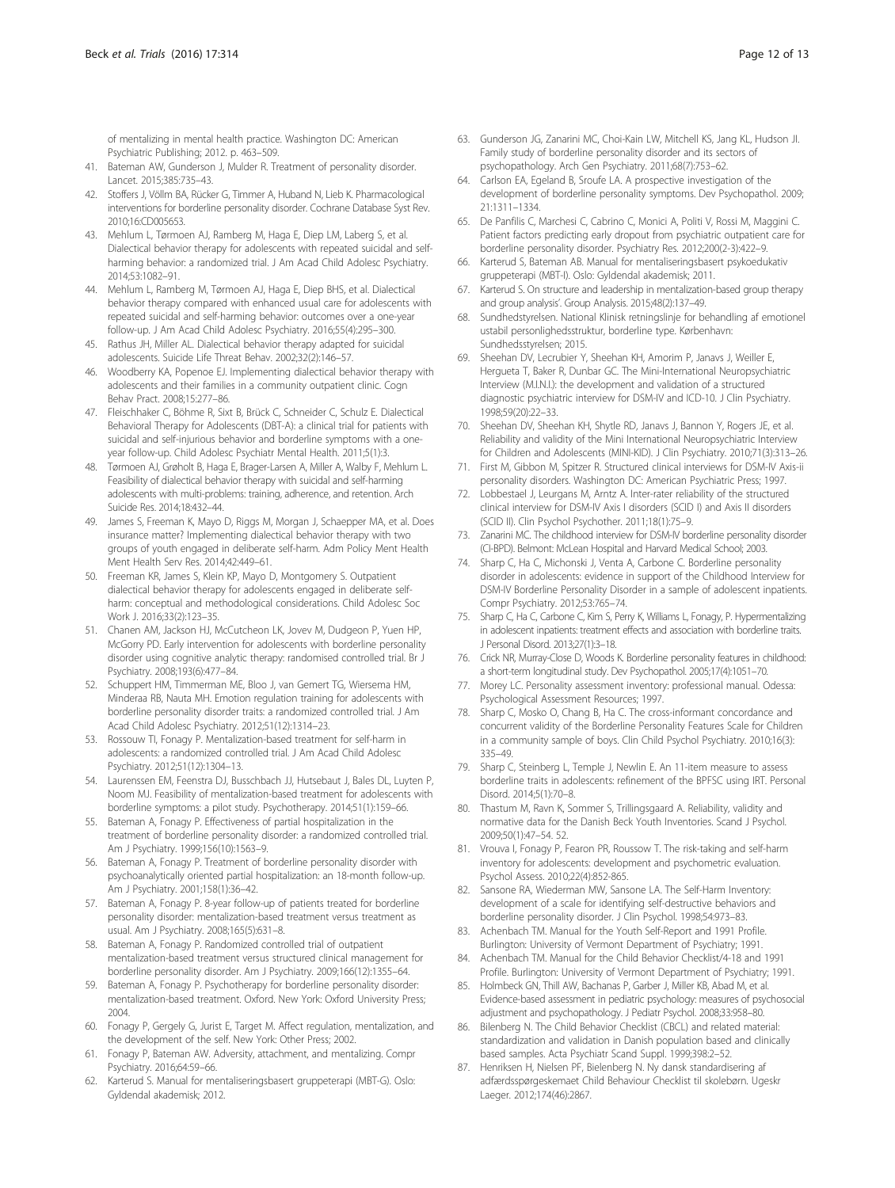of mentalizing in mental health practice. Washington DC: American Psychiatric Publishing; 2012. p. 463–509.

41. Bateman AW, Gunderson J, Mulder R. Treatment of personality disorder. Lancet. 2015;385:735–43.
42. Stoffers J, Völlm BA, Rücker G, Timmer A, Huband N, Lieb K. Pharmacological interventions for borderline personality disorder. Cochrane Database Syst Rev. 2010;16:CD005653.
43. Mehlum L, Tørmoen AJ, Ramberg M, Haga E, Diep LM, Laberg S, et al. Dialectical behavior therapy for adolescents with repeated suicidal and self-harming behavior: a randomized trial. J Am Acad Child Adolesc Psychiatry. 2014;53:1082–91.
44. Mehlum L, Ramberg M, Tørmoen AJ, Haga E, Diep BHS, et al. Dialectical behavior therapy compared with enhanced usual care for adolescents with repeated suicidal and self-harming behavior: outcomes over a one-year follow-up. J Am Acad Child Adolesc Psychiatry. 2016;55(4):295–300.
45. Rathus JH, Miller AL. Dialectical behavior therapy adapted for suicidal adolescents. Suicide Life Threat Behav. 2002;32(2):146–57.
46. Woodberry KA, Popenoe EJ. Implementing dialectical behavior therapy with adolescents and their families in a community outpatient clinic. Cogn Behav Pract. 2008;15:277–86.
47. Fleischhaker C, Böhme R, Sixt B, Brück C, Schneider C, Schulz E. Dialectical Behavioral Therapy for Adolescents (DBT-A): a clinical trial for patients with suicidal and self-injurious behavior and borderline symptoms with a one-year follow-up. Child Adolesc Psychiatr Mental Health. 2011;5(1):3.
48. Tørmoen AJ, Grøholt B, Haga E, Brager-Larsen A, Miller A, Walby F, Mehlum L. Feasibility of dialectical behavior therapy with suicidal and self-harming adolescents with multi-problems: training, adherence, and retention. Arch Suicide Res. 2014;18:432–44.
49. James S, Freeman K, Mayo D, Riggs M, Morgan J, Schaepper MA, et al. Does insurance matter? Implementing dialectical behavior therapy with two groups of youth engaged in deliberate self-harm. Adm Policy Ment Health Ment Health Serv Res. 2014;42:449–61.
50. Freeman KR, James S, Klein KP, Mayo D, Montgomery S. Outpatient dialectical behavior therapy for adolescents engaged in deliberate self-harm: conceptual and methodological considerations. Child Adolesc Soc Work J. 2016;33(2):123–35.
51. Chanen AM, Jackson HJ, McCutcheon LK, Jovev M, Dudgeon P, Yuen HP, McGorry PD. Early intervention for adolescents with borderline personality disorder using cognitive analytic therapy: randomised controlled trial. Br J Psychiatry. 2008;193(6):477–84.
52. Schuppert HM, Timmerman ME, Bloo J, van Gemert TG, Wiersema HM, Minderaa RB, Nauta MH. Emotion regulation training for adolescents with borderline personality disorder traits: a randomized controlled trial. J Am Acad Child Adolesc Psychiatry. 2012;51(12):1314–23.
53. Rossouw TI, Fonagy P. Mentalization-based treatment for self-harm in adolescents: a randomized controlled trial. J Am Acad Child Adolesc Psychiatry. 2012;51(12):1304–13.
54. Laurenssen EM, Feenstra DJ, Busschbach JJ, Hutsebaut J, Bales DL, Luyten P, Noom MJ. Feasibility of mentalization-based treatment for adolescents with borderline symptoms: a pilot study. Psychotherapy. 2014;51(1):159–66.
55. Bateman A, Fonagy P. Effectiveness of partial hospitalization in the treatment of borderline personality disorder: a randomized controlled trial. Am J Psychiatry. 1999;156(10):1563–9.
56. Bateman A, Fonagy P. Treatment of borderline personality disorder with psychoanalytically oriented partial hospitalization: an 18-month follow-up. Am J Psychiatry. 2001;158(1):36–42.
57. Bateman A, Fonagy P. 8-year follow-up of patients treated for borderline personality disorder: mentalization-based treatment versus treatment as usual. Am J Psychiatry. 2008;165(5):631–8.
58. Bateman A, Fonagy P. Randomized controlled trial of outpatient mentalization-based treatment versus structured clinical management for borderline personality disorder. Am J Psychiatry. 2009;166(12):1355–64.
59. Bateman A, Fonagy P. Psychotherapy for borderline personality disorder: mentalization-based treatment. Oxford. New York: Oxford University Press; 2004.
60. Fonagy P, Gergely G, Jurist E, Target M. Affect regulation, mentalization, and the development of the self. New York: Other Press; 2002.
61. Fonagy P, Bateman AW. Adversity, attachment, and mentalizing. Compr Psychiatry. 2016;64:59–66.
62. Karterud S. Manual for mentaliseringsbasert gruppeterapi (MBT-G). Oslo: Gyldendal akademisk; 2012.
63. Gunderson JG, Zanarini MC, Choi-Kain LW, Mitchell KS, Jang KL, Hudson JI. Family study of borderline personality disorder and its sectors of psychopathology. Arch Gen Psychiatry. 2011;68(7):753–62.
64. Carlson EA, Egeland B, Sroufe LA. A prospective investigation of the development of borderline personality symptoms. Dev Psychopathol. 2009; 21:1311–1334.
65. De Panfilis C, Marchesi C, Cabrino C, Monici A, Politi V, Rossi M, Maggini C. Patient factors predicting early dropout from psychiatric outpatient care for borderline personality disorder. Psychiatry Res. 2012;200(2-3):422–9.
66. Karterud S, Bateman AB. Manual for mentaliseringsbasert psykoedukativ gruppeterapi (MBT-I). Oslo: Gyldendal akademisk; 2011.
67. Karterud S. On structure and leadership in mentalization-based group therapy and group analysis'. Group Analysis. 2015;48(2):137–49.
68. Sundhedstyrelsen. National Klinisk retningslinje for behandling af emotionel ustabil personlighedsstruktur, borderline type. Kørbenhavn: Sundhedsstyrelsen; 2015.
69. Sheehan DV, Lecrubier Y, Sheehan KH, Amorim P, Janavs J, Weiller E, Hergueta T, Baker R, Dunbar GC. The Mini-International Neuropsychiatric Interview (M.I.N.I.): the development and validation of a structured diagnostic psychiatric interview for DSM-IV and ICD-10. J Clin Psychiatry. 1998;59(20):22–33.
70. Sheehan DV, Sheehan KH, Shytle RD, Janavs J, Bannon Y, Rogers JE, et al. Reliability and validity of the Mini International Neuropsychiatric Interview for Children and Adolescents (MINI-KID). J Clin Psychiatry. 2010;71(3):313–26.
71. First M, Gibbon M, Spitzer R. Structured clinical interviews for DSM-IV Axis-ii personality disorders. Washington DC: American Psychiatric Press; 1997.
72. Lobbestael J, Leurgans M, Arntz A. Inter-rater reliability of the structured clinical interview for DSM-IV Axis I disorders (SCID I) and Axis II disorders (SCID II). Clin Psychol Psychother. 2011;18(1):75–9.
73. Zanarini MC. The childhood interview for DSM-IV borderline personality disorder (CI-BPD). Belmont: McLean Hospital and Harvard Medical School; 2003.
74. Sharp C, Ha C, Michonski J, Venta A, Carbone C. Borderline personality disorder in adolescents: evidence in support of the Childhood Interview for DSM-IV Borderline Personality Disorder in a sample of adolescent inpatients. Compr Psychiatry. 2012;53:765–74.
75. Sharp C, Ha C, Carbone C, Kim S, Perry K, Williams L, Fonagy, P. Hypermentalizing in adolescent inpatients: treatment effects and association with borderline traits. J Personal Disord. 2013;27(1):3–18.
76. Crick NR, Murray-Close D, Woods K. Borderline personality features in childhood: a short-term longitudinal study. Dev Psychopathol. 2005;17(4):1051–70.
77. Morey LC. Personality assessment inventory: professional manual. Odessa: Psychological Assessment Resources; 1997.
78. Sharp C, Mosko O, Chang B, Ha C. The cross-informant concordance and concurrent validity of the Borderline Personality Features Scale for Children in a community sample of boys. Clin Child Psychol Psychiatry. 2010;16(3): 335–49.
79. Sharp C, Steinberg L, Temple J, Newlin E. An 11-item measure to assess borderline traits in adolescents: refinement of the BPFSC using IRT. Personal Disord. 2014;5(1):70–8.
80. Thastum M, Ravn K, Sommer S, Trillingsgaard A. Reliability, validity and normative data for the Danish Beck Youth Inventories. Scand J Psychol. 2009;50(1):47–54. 52.
81. Vrouva I, Fonagy P, Fearon PR, Roussow T. The risk-taking and self-harm inventory for adolescents: development and psychometric evaluation. Psychol Assess. 2010;22(4):852-865.
82. Sansone RA, Wiederman MW, Sansone LA. The Self-Harm Inventory: development of a scale for identifying self-destructive behaviors and borderline personality disorder. J Clin Psychol. 1998;54:973–83.
83. Achenbach TM. Manual for the Youth Self-Report and 1991 Profile. Burlington: University of Vermont Department of Psychiatry; 1991.
84. Achenbach TM. Manual for the Child Behavior Checklist/4-18 and 1991 Profile. Burlington: University of Vermont Department of Psychiatry; 1991.
85. Holmbeck GN, Thill AW, Bachanas P, Garber J, Miller KB, Abad M, et al. Evidence-based assessment in pediatric psychology: measures of psychosocial adjustment and psychopathology. J Pediatr Psychol. 2008;33:958–80.
86. Bilenberg N. The Child Behavior Checklist (CBCL) and related material: standardization and validation in Danish population based and clinically based samples. Acta Psychiatr Scand Suppl. 1999;398:2–52.
87. Henriksen H, Nielsen PF, Bielenberg N. Ny dansk standardisering af adfærdsspørgeskemaet Child Behaviour Checklist til skolebørn. Ugeskr Laeger. 2012;174(46):2867.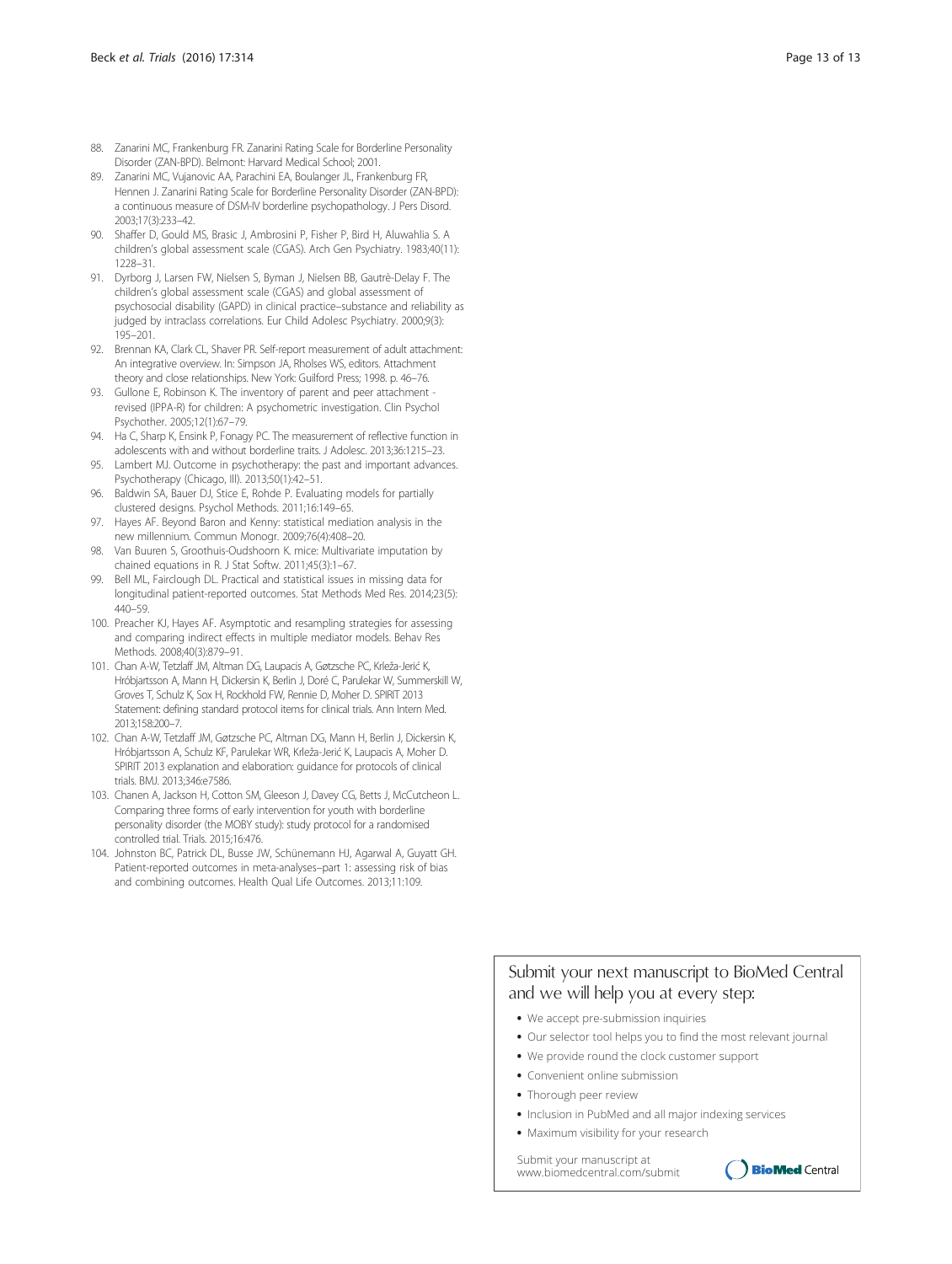88. Zanarini MC, Frankenburg FR. Zanarini Rating Scale for Borderline Personality Disorder (ZAN-BPD). Belmont: Harvard Medical School; 2001.
89. Zanarini MC, Vujanovic AA, Parachini EA, Boulanger JL, Frankenburg FR, Hennen J. Zanarini Rating Scale for Borderline Personality Disorder (ZAN-BPD): a continuous measure of DSM-IV borderline psychopathology. J Pers Disord. 2003;17(3):233–42.
90. Shaffer D, Gould MS, Brasic J, Ambrosini P, Fisher P, Bird H, Aluwahlia S. A children's global assessment scale (CGAS). Arch Gen Psychiatry. 1983;40(11): 1228–31.
91. Dyrborg J, Larsen FW, Nielsen S, Byman J, Nielsen BB, Gautrè-Delay F. The children's global assessment scale (CGAS) and global assessment of psychosocial disability (GAPD) in clinical practice–substance and reliability as judged by intraclass correlations. Eur Child Adolesc Psychiatry. 2000;9(3): 195–201.
92. Brennan KA, Clark CL, Shaver PR. Self-report measurement of adult attachment: An integrative overview. In: Simpson JA, Rholses WS, editors. Attachment theory and close relationships. New York: Guilford Press; 1998. p. 46–76.
93. Gullone E, Robinson K. The inventory of parent and peer attachment - revised (IPPA-R) for children: A psychometric investigation. Clin Psychol Psychother. 2005;12(1):67–79.
94. Ha C, Sharp K, Ensink P, Fonagy PC. The measurement of reflective function in adolescents with and without borderline traits. J Adolesc. 2013;36:1215–23.
95. Lambert MJ. Outcome in psychotherapy: the past and important advances. Psychotherapy (Chicago, Ill). 2013;50(1):42–51.
96. Baldwin SA, Bauer DJ, Stice E, Rohde P. Evaluating models for partially clustered designs. Psychol Methods. 2011;16:149–65.
97. Hayes AF. Beyond Baron and Kenny: statistical mediation analysis in the new millennium. Commun Monogr. 2009;76(4):408–20.
98. Van Buuren S, Groothuis-Oudshoorn K. mice: Multivariate imputation by chained equations in R. J Stat Softw. 2011;45(3):1–67.
99. Bell ML, Fairclough DL. Practical and statistical issues in missing data for longitudinal patient-reported outcomes. Stat Methods Med Res. 2014;23(5): 440–59.
100. Preacher KJ, Hayes AF. Asymptotic and resampling strategies for assessing and comparing indirect effects in multiple mediator models. Behav Res Methods. 2008;40(3):879–91.
101. Chan A-W, Tetzlaff JM, Altman DG, Laupacis A, Gøtzsche PC, Krleža-Jerić K, Hróbjartsson A, Mann H, Dickersin K, Berlin J, Doré C, Parulekar W, Summerskill W, Groves T, Schulz K, Sox H, Rockhold FW, Rennie D, Moher D. SPIRIT 2013 Statement: defining standard protocol items for clinical trials. Ann Intern Med. 2013;158:200–7.
102. Chan A-W, Tetzlaff JM, Gøtzsche PC, Altman DG, Mann H, Berlin J, Dickersin K, Hróbjartsson A, Schulz KF, Parulekar WR, Krleža-Jerić K, Laupacis A, Moher D. SPIRIT 2013 explanation and elaboration: guidance for protocols of clinical trials. BMJ. 2013;346:e7586.
103. Chanen A, Jackson H, Cotton SM, Gleeson J, Davey CG, Betts J, McCutcheon L. Comparing three forms of early intervention for youth with borderline personality disorder (the MOBY study): study protocol for a randomised controlled trial. Trials. 2015;16:476.
104. Johnston BC, Patrick DL, Busse JW, Schünemann HJ, Agarwal A, Guyatt GH. Patient-reported outcomes in meta-analyses–part 1: assessing risk of bias and combining outcomes. Health Qual Life Outcomes. 2013;11:109.

Submit your next manuscript to BioMed Central and we will help you at every step:

- We accept pre-submission inquiries
- Our selector tool helps you to find the most relevant journal
- We provide round the clock customer support
- Convenient online submission
- Thorough peer review
- Inclusion in PubMed and all major indexing services
- Maximum visibility for your research

Submit your manuscript at
www.biomedcentral.com/submit

BioMed Central